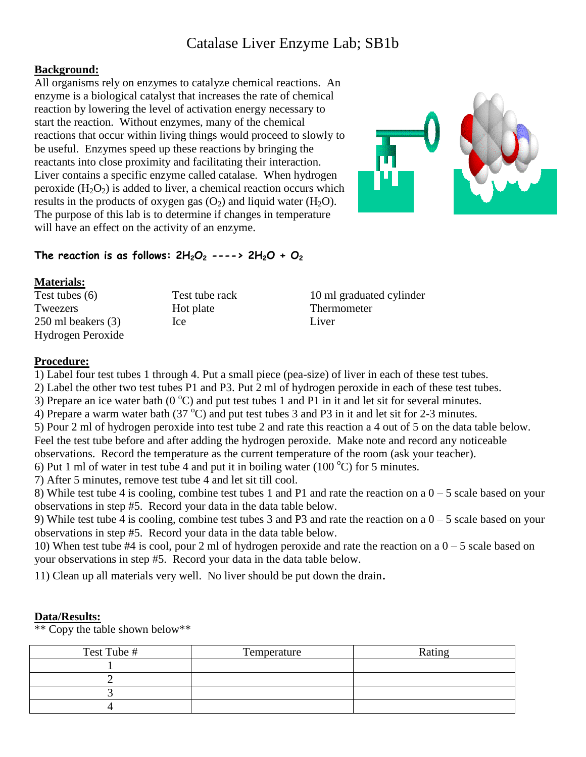# Catalase Liver Enzyme Lab; SB1b

**Background:**

All organisms rely on enzymes to catalyze chemical reactions. An enzyme is a biological catalyst that increases the rate of chemical reaction by lowering the level of activation energy necessary to start the reaction. Without enzymes, many of the chemical reactions that occur within living things would proceed to slowly to be useful. Enzymes speed up these reactions by bringing the reactants into close proximity and facilitating their interaction. Liver contains a specific enzyme called catalase. When hydrogen peroxide ($H_2O_2$) is added to liver, a chemical reaction occurs which results in the products of oxygen gas ($O_2$) and liquid water ($H_2O$). The purpose of this lab is to determine if changes in temperature will have an effect on the activity of an enzyme.

**The reaction is as follows: $2H_2O_2$ ----> $2H_2O + O_2$**

**Materials:**

- Test tubes (6)
- Tweezers
- 250 ml beakers (3)
- Hydrogen Peroxide
- Test tube rack
- Hot plate
- Ice
- 10 ml graduated cylinder
- Thermometer
- Liver

**Procedure:**

1) Label four test tubes 1 through 4. Put a small piece (pea-size) of liver in each of these test tubes.
2) Label the other two test tubes P1 and P3. Put 2 ml of hydrogen peroxide in each of these test tubes.
3) Prepare an ice water bath (0 °C) and put test tubes 1 and P1 in it and let sit for several minutes.
4) Prepare a warm water bath (37 °C) and put test tubes 3 and P3 in it and let sit for 2-3 minutes.
5) Pour 2 ml of hydrogen peroxide into test tube 2 and rate this reaction a 4 out of 5 on the data table below. Feel the test tube before and after adding the hydrogen peroxide. Make note and record any noticeable observations. Record the temperature as the current temperature of the room (ask your teacher).
6) Put 1 ml of water in test tube 4 and put it in boiling water (100 °C) for 5 minutes.
7) After 5 minutes, remove test tube 4 and let sit till cool.
8) While test tube 4 is cooling, combine test tubes 1 and P1 and rate the reaction on a 0 – 5 scale based on your observations in step #5. Record your data in the data table below.
9) While test tube 4 is cooling, combine test tubes 3 and P3 and rate the reaction on a 0 – 5 scale based on your observations in step #5. Record your data in the data table below.
10) When test tube #4 is cool, pour 2 ml of hydrogen peroxide and rate the reaction on a 0 – 5 scale based on your observations in step #5. Record your data in the data table below.
11) Clean up all materials very well. No liver should be put down the drain.

**Data/Results:**

** Copy the table shown below**

| Test Tube # | Temperature | Rating |
|---|---|---|
| 1 | | |
| 2 | | |
| 3 | | |
| 4 | | |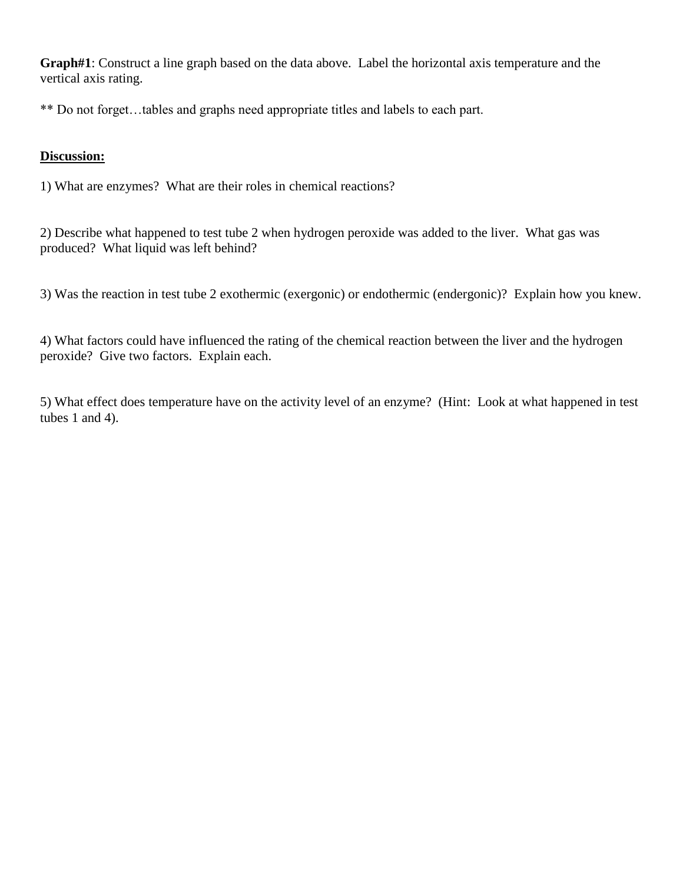**Graph#1**: Construct a line graph based on the data above. Label the horizontal axis temperature and the vertical axis rating.

** Do not forget…tables and graphs need appropriate titles and labels to each part.

**Discussion:**

1) What are enzymes? What are their roles in chemical reactions?

2) Describe what happened to test tube 2 when hydrogen peroxide was added to the liver. What gas was produced? What liquid was left behind?

3) Was the reaction in test tube 2 exothermic (exergonic) or endothermic (endergonic)? Explain how you knew.

4) What factors could have influenced the rating of the chemical reaction between the liver and the hydrogen peroxide? Give two factors. Explain each.

5) What effect does temperature have on the activity level of an enzyme? (Hint: Look at what happened in test tubes 1 and 4).